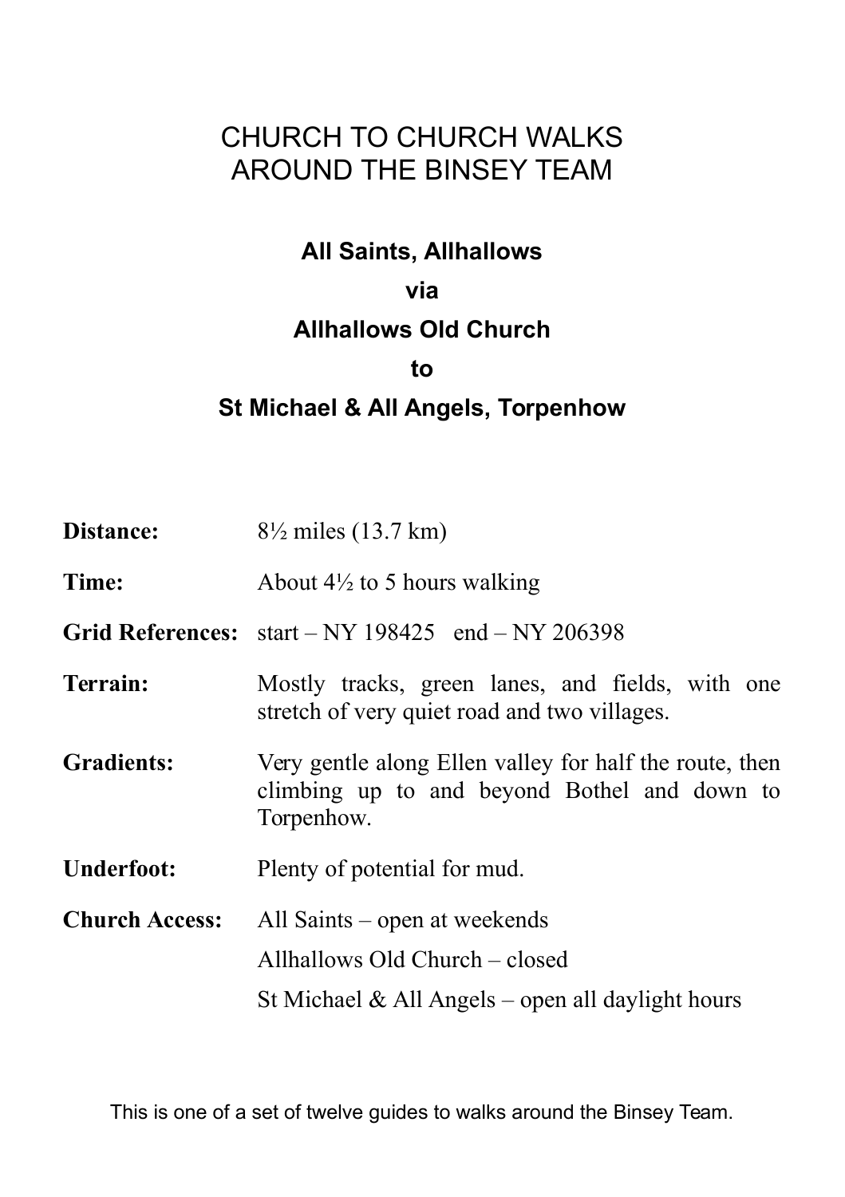# CHURCH TO CHURCH WALKS AROUND THE BINSEY TEAM

## All Saints, Allhallows

**via**

## Allhallows Old Church

**to**

## St Michael & All Angels, Torpenhow

**Distance:** 8½ miles (13.7 km)

**Time:** About 4½ to 5 hours walking

**Grid References:** start – NY 198425   end – NY 206398

**Terrain:** Mostly tracks, green lanes, and fields, with one stretch of very quiet road and two villages.

**Gradients:** Very gentle along Ellen valley for half the route, then climbing up to and beyond Bothel and down to Torpenhow.

**Underfoot:** Plenty of potential for mud.

**Church Access:** All Saints – open at weekends

Allhallows Old Church – closed

St Michael & All Angels – open all daylight hours

This is one of a set of twelve guides to walks around the Binsey Team.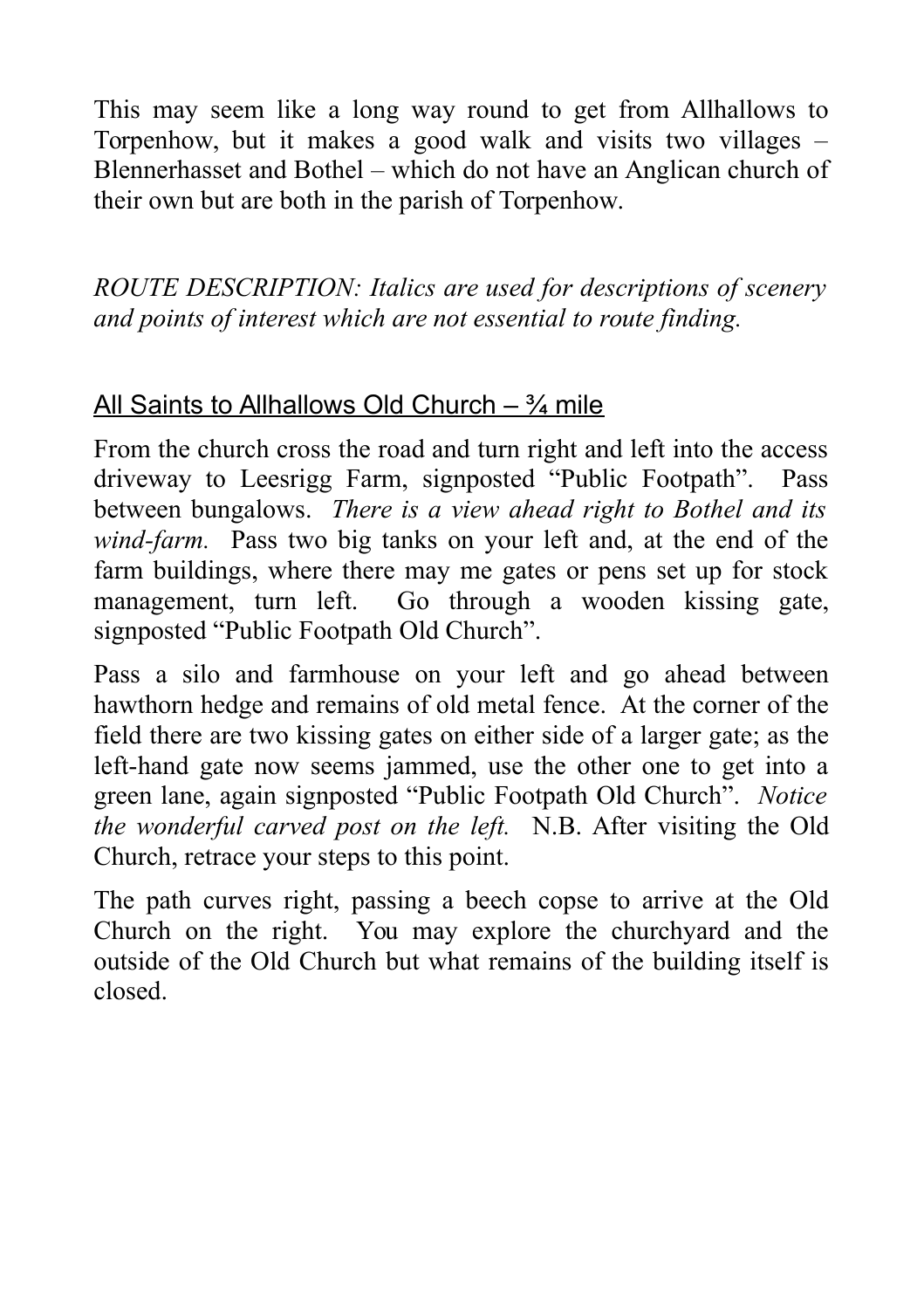This may seem like a long way round to get from Allhallows to Torpenhow, but it makes a good walk and visits two villages – Blennerhasset and Bothel – which do not have an Anglican church of their own but are both in the parish of Torpenhow.

*ROUTE DESCRIPTION: Italics are used for descriptions of scenery and points of interest which are not essential to route finding.*

## All Saints to Allhallows Old Church – ¾ mile

From the church cross the road and turn right and left into the access driveway to Leesrigg Farm, signposted "Public Footpath". Pass between bungalows. *There is a view ahead right to Bothel and its wind-farm.* Pass two big tanks on your left and, at the end of the farm buildings, where there may me gates or pens set up for stock management, turn left. Go through a wooden kissing gate, signposted "Public Footpath Old Church".

Pass a silo and farmhouse on your left and go ahead between hawthorn hedge and remains of old metal fence. At the corner of the field there are two kissing gates on either side of a larger gate; as the left-hand gate now seems jammed, use the other one to get into a green lane, again signposted "Public Footpath Old Church". *Notice the wonderful carved post on the left.* N.B. After visiting the Old Church, retrace your steps to this point.

The path curves right, passing a beech copse to arrive at the Old Church on the right. You may explore the churchyard and the outside of the Old Church but what remains of the building itself is closed.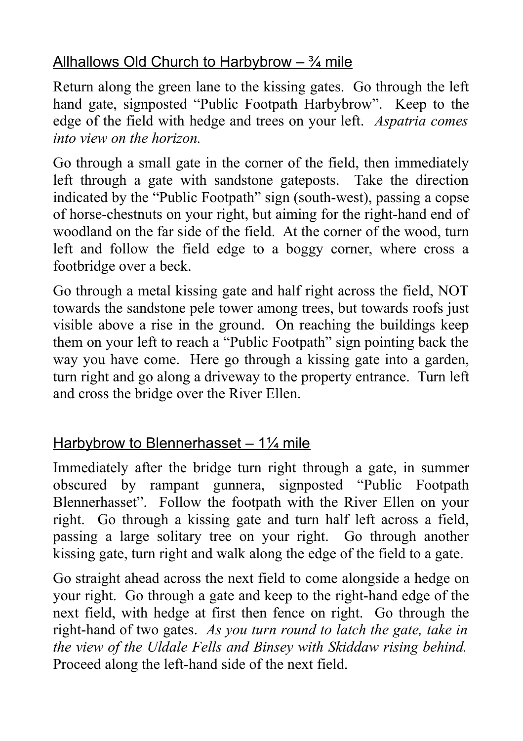## Allhallows Old Church to Harbybrow – ¾ mile

Return along the green lane to the kissing gates. Go through the left hand gate, signposted "Public Footpath Harbybrow". Keep to the edge of the field with hedge and trees on your left. *Aspatria comes into view on the horizon.*

Go through a small gate in the corner of the field, then immediately left through a gate with sandstone gateposts. Take the direction indicated by the "Public Footpath" sign (south-west), passing a copse of horse-chestnuts on your right, but aiming for the right-hand end of woodland on the far side of the field. At the corner of the wood, turn left and follow the field edge to a boggy corner, where cross a footbridge over a beck.

Go through a metal kissing gate and half right across the field, NOT towards the sandstone pele tower among trees, but towards roofs just visible above a rise in the ground. On reaching the buildings keep them on your left to reach a "Public Footpath" sign pointing back the way you have come. Here go through a kissing gate into a garden, turn right and go along a driveway to the property entrance. Turn left and cross the bridge over the River Ellen.

## Harbybrow to Blennerhasset – 1¼ mile

Immediately after the bridge turn right through a gate, in summer obscured by rampant gunnera, signposted "Public Footpath Blennerhasset". Follow the footpath with the River Ellen on your right. Go through a kissing gate and turn half left across a field, passing a large solitary tree on your right. Go through another kissing gate, turn right and walk along the edge of the field to a gate.

Go straight ahead across the next field to come alongside a hedge on your right. Go through a gate and keep to the right-hand edge of the next field, with hedge at first then fence on right. Go through the right-hand of two gates. *As you turn round to latch the gate, take in the view of the Uldale Fells and Binsey with Skiddaw rising behind.* Proceed along the left-hand side of the next field.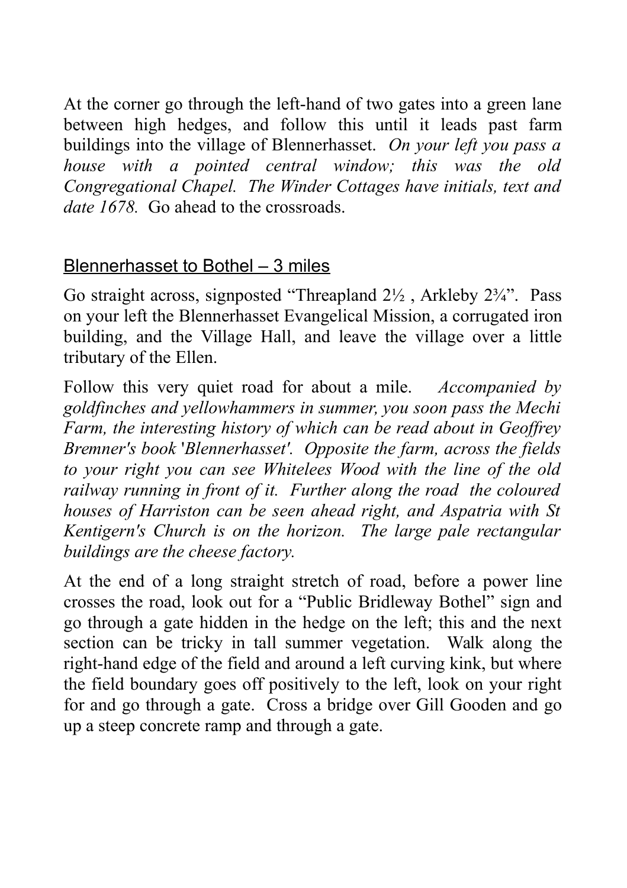At the corner go through the left-hand of two gates into a green lane between high hedges, and follow this until it leads past farm buildings into the village of Blennerhasset. *On your left you pass a house with a pointed central window; this was the old Congregational Chapel. The Winder Cottages have initials, text and date 1678.* Go ahead to the crossroads.

## Blennerhasset to Bothel – 3 miles

Go straight across, signposted "Threapland 2½ , Arkleby 2¾". Pass on your left the Blennerhasset Evangelical Mission, a corrugated iron building, and the Village Hall, and leave the village over a little tributary of the Ellen.

Follow this very quiet road for about a mile. *Accompanied by goldfinches and yellowhammers in summer, you soon pass the Mechi Farm, the interesting history of which can be read about in Geoffrey Bremner's book 'Blennerhasset'. Opposite the farm, across the fields to your right you can see Whitelees Wood with the line of the old railway running in front of it. Further along the road the coloured houses of Harriston can be seen ahead right, and Aspatria with St Kentigern's Church is on the horizon. The large pale rectangular buildings are the cheese factory.*

At the end of a long straight stretch of road, before a power line crosses the road, look out for a "Public Bridleway Bothel" sign and go through a gate hidden in the hedge on the left; this and the next section can be tricky in tall summer vegetation. Walk along the right-hand edge of the field and around a left curving kink, but where the field boundary goes off positively to the left, look on your right for and go through a gate. Cross a bridge over Gill Gooden and go up a steep concrete ramp and through a gate.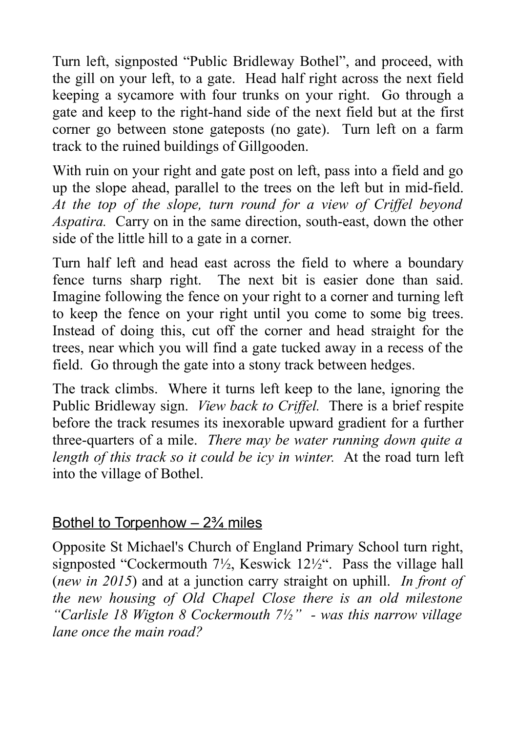Turn left, signposted "Public Bridleway Bothel", and proceed, with the gill on your left, to a gate. Head half right across the next field keeping a sycamore with four trunks on your right. Go through a gate and keep to the right-hand side of the next field but at the first corner go between stone gateposts (no gate). Turn left on a farm track to the ruined buildings of Gillgooden.

With ruin on your right and gate post on left, pass into a field and go up the slope ahead, parallel to the trees on the left but in mid-field. *At the top of the slope, turn round for a view of Criffel beyond Aspatira.* Carry on in the same direction, south-east, down the other side of the little hill to a gate in a corner.

Turn half left and head east across the field to where a boundary fence turns sharp right. The next bit is easier done than said. Imagine following the fence on your right to a corner and turning left to keep the fence on your right until you come to some big trees. Instead of doing this, cut off the corner and head straight for the trees, near which you will find a gate tucked away in a recess of the field. Go through the gate into a stony track between hedges.

The track climbs. Where it turns left keep to the lane, ignoring the Public Bridleway sign. *View back to Criffel.* There is a brief respite before the track resumes its inexorable upward gradient for a further three-quarters of a mile. *There may be water running down quite a length of this track so it could be icy in winter.* At the road turn left into the village of Bothel.

## Bothel to Torpenhow – 2¾ miles

Opposite St Michael's Church of England Primary School turn right, signposted "Cockermouth 7½, Keswick 12½". Pass the village hall (*new in 2015*) and at a junction carry straight on uphill. *In front of the new housing of Old Chapel Close there is an old milestone "Carlisle 18 Wigton 8 Cockermouth 7½" - was this narrow village lane once the main road?*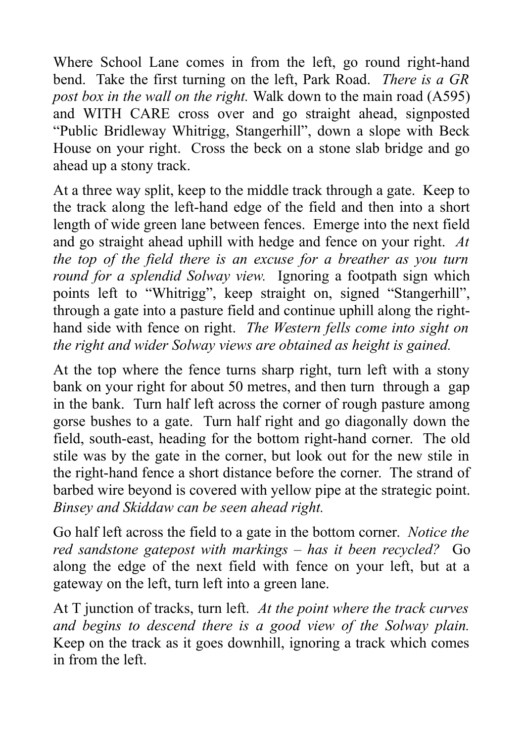Where School Lane comes in from the left, go round right-hand bend. Take the first turning on the left, Park Road. *There is a GR post box in the wall on the right.* Walk down to the main road (A595) and WITH CARE cross over and go straight ahead, signposted "Public Bridleway Whitrigg, Stangerhill", down a slope with Beck House on your right. Cross the beck on a stone slab bridge and go ahead up a stony track.

At a three way split, keep to the middle track through a gate. Keep to the track along the left-hand edge of the field and then into a short length of wide green lane between fences. Emerge into the next field and go straight ahead uphill with hedge and fence on your right. *At the top of the field there is an excuse for a breather as you turn round for a splendid Solway view.* Ignoring a footpath sign which points left to "Whitrigg", keep straight on, signed "Stangerhill", through a gate into a pasture field and continue uphill along the right-hand side with fence on right. *The Western fells come into sight on the right and wider Solway views are obtained as height is gained.*

At the top where the fence turns sharp right, turn left with a stony bank on your right for about 50 metres, and then turn through a gap in the bank. Turn half left across the corner of rough pasture among gorse bushes to a gate. Turn half right and go diagonally down the field, south-east, heading for the bottom right-hand corner. The old stile was by the gate in the corner, but look out for the new stile in the right-hand fence a short distance before the corner. The strand of barbed wire beyond is covered with yellow pipe at the strategic point. *Binsey and Skiddaw can be seen ahead right.*

Go half left across the field to a gate in the bottom corner. *Notice the red sandstone gatepost with markings – has it been recycled?* Go along the edge of the next field with fence on your left, but at a gateway on the left, turn left into a green lane.

At T junction of tracks, turn left. *At the point where the track curves and begins to descend there is a good view of the Solway plain.* Keep on the track as it goes downhill, ignoring a track which comes in from the left.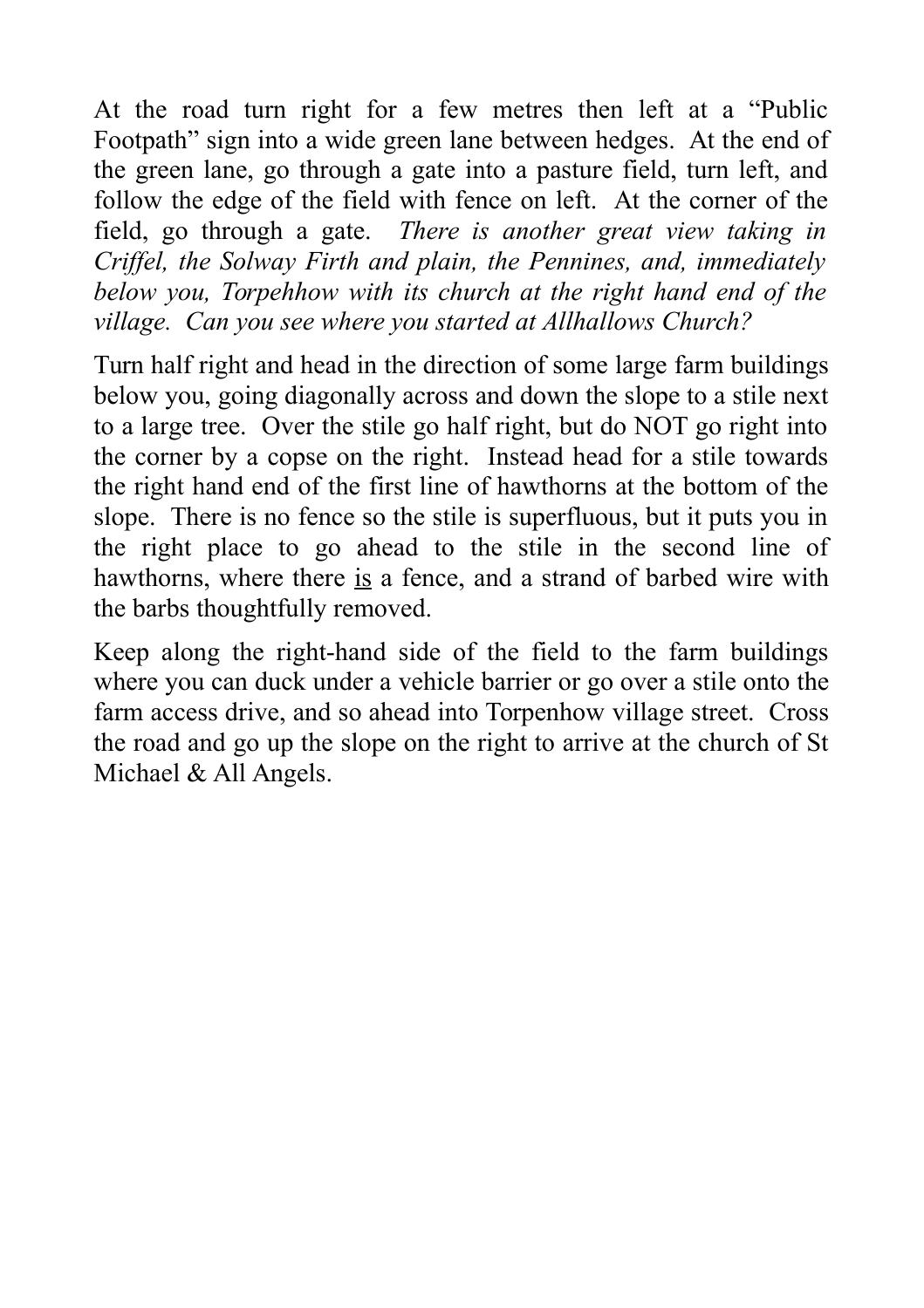At the road turn right for a few metres then left at a "Public Footpath" sign into a wide green lane between hedges. At the end of the green lane, go through a gate into a pasture field, turn left, and follow the edge of the field with fence on left. At the corner of the field, go through a gate. *There is another great view taking in Criffel, the Solway Firth and plain, the Pennines, and, immediately below you, Torpehhow with its church at the right hand end of the village. Can you see where you started at Allhallows Church?*

Turn half right and head in the direction of some large farm buildings below you, going diagonally across and down the slope to a stile next to a large tree. Over the stile go half right, but do NOT go right into the corner by a copse on the right. Instead head for a stile towards the right hand end of the first line of hawthorns at the bottom of the slope. There is no fence so the stile is superfluous, but it puts you in the right place to go ahead to the stile in the second line of hawthorns, where there <u>is</u> a fence, and a strand of barbed wire with the barbs thoughtfully removed.

Keep along the right-hand side of the field to the farm buildings where you can duck under a vehicle barrier or go over a stile onto the farm access drive, and so ahead into Torpenhow village street. Cross the road and go up the slope on the right to arrive at the church of St Michael & All Angels.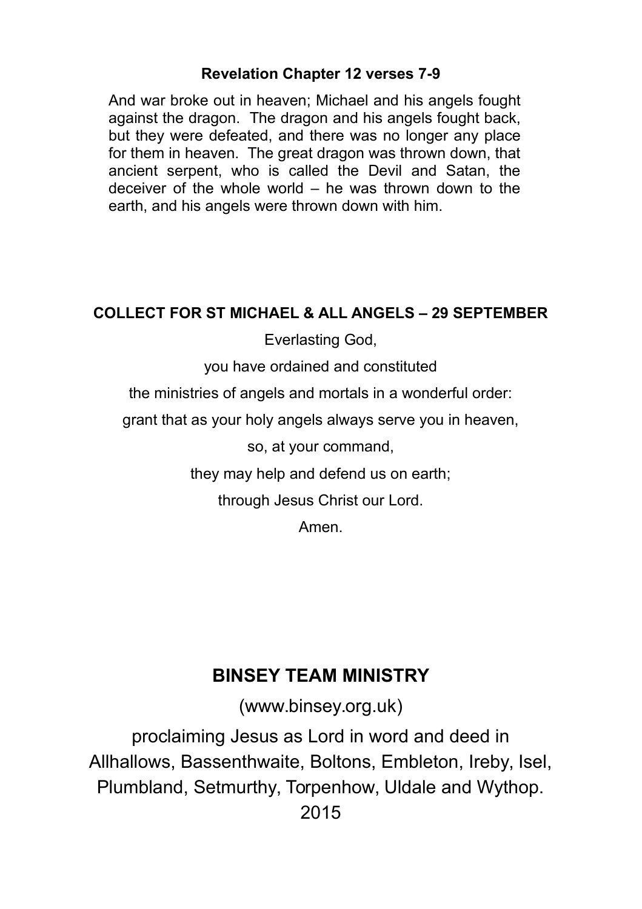**Revelation Chapter 12 verses 7-9**

And war broke out in heaven; Michael and his angels fought against the dragon. The dragon and his angels fought back, but they were defeated, and there was no longer any place for them in heaven. The great dragon was thrown down, that ancient serpent, who is called the Devil and Satan, the deceiver of the whole world – he was thrown down to the earth, and his angels were thrown down with him.

**COLLECT FOR ST MICHAEL & ALL ANGELS – 29 SEPTEMBER**

Everlasting God,

you have ordained and constituted

the ministries of angels and mortals in a wonderful order:

grant that as your holy angels always serve you in heaven,

so, at your command,

they may help and defend us on earth;

through Jesus Christ our Lord.

Amen.

## BINSEY TEAM MINISTRY

(www.binsey.org.uk)

proclaiming Jesus as Lord in word and deed in Allhallows, Bassenthwaite, Boltons, Embleton, Ireby, Isel, Plumbland, Setmurthy, Torpenhow, Uldale and Wythop.

2015